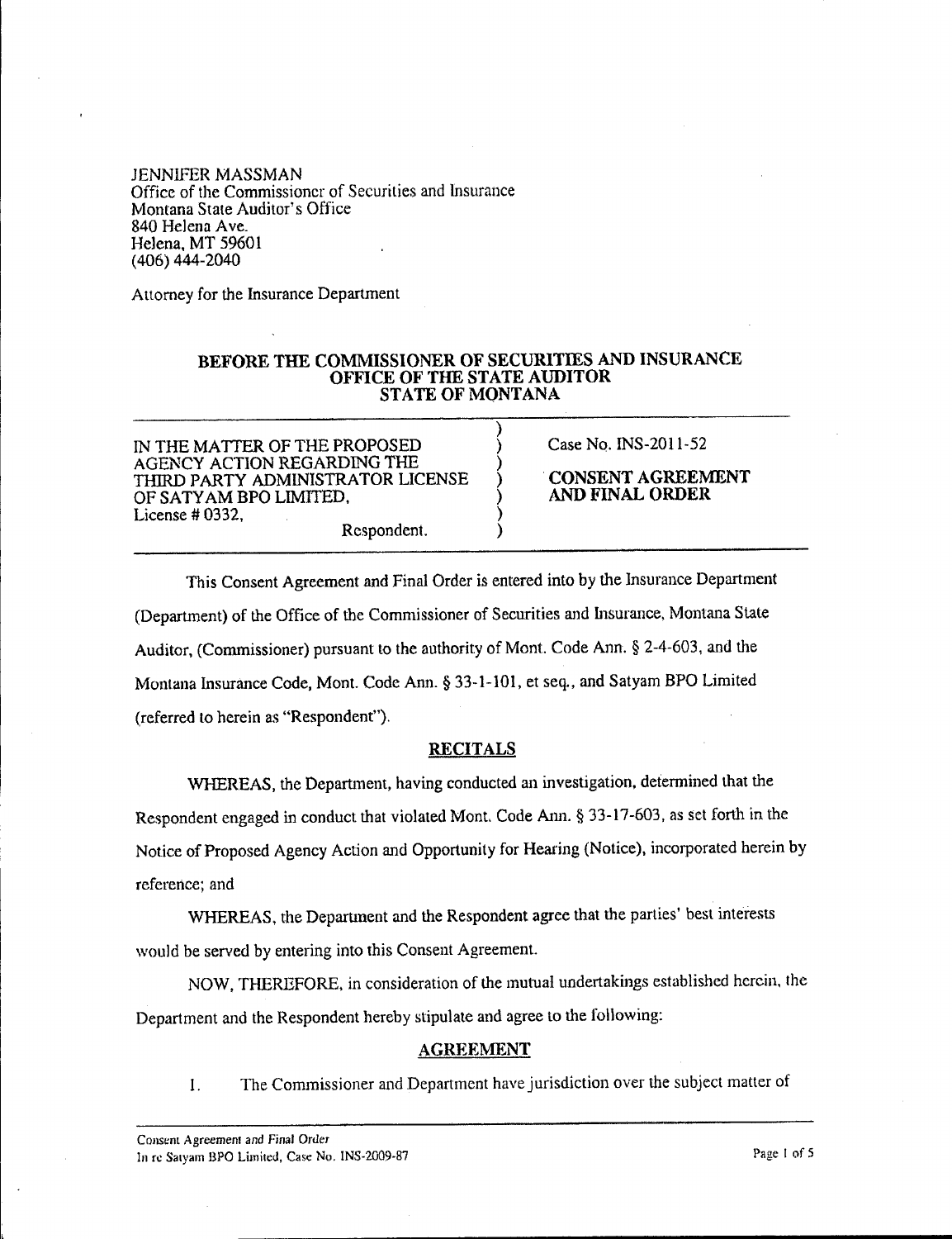JENNIFER MASSMAN
Office of the Commissioner of Securities and Insurance
Montana State Auditor's Office
840 Helena Ave.
Helena, MT 59601
(406) 444-2040

Attorney for the Insurance Department

**BEFORE THE COMMISSIONER OF SECURITIES AND INSURANCE**
**OFFICE OF THE STATE AUDITOR**
**STATE OF MONTANA**

| | |
|---|---|
| IN THE MATTER OF THE PROPOSED AGENCY ACTION REGARDING THE THIRD PARTY ADMINISTRATOR LICENSE OF SATYAM BPO LIMITED, License # 0332, Respondent. | Case No. INS-2011-52 **CONSENT AGREEMENT AND FINAL ORDER** |

This Consent Agreement and Final Order is entered into by the Insurance Department (Department) of the Office of the Commissioner of Securities and Insurance, Montana State Auditor, (Commissioner) pursuant to the authority of Mont. Code Ann. § 2-4-603, and the Montana Insurance Code, Mont. Code Ann. § 33-1-101, et seq., and Satyam BPO Limited (referred to herein as "Respondent").

## RECITALS

WHEREAS, the Department, having conducted an investigation, determined that the Respondent engaged in conduct that violated Mont. Code Ann. § 33-17-603, as set forth in the Notice of Proposed Agency Action and Opportunity for Hearing (Notice), incorporated herein by reference; and

WHEREAS, the Department and the Respondent agree that the parties' best interests would be served by entering into this Consent Agreement.

NOW, THEREFORE, in consideration of the mutual undertakings established herein, the Department and the Respondent hereby stipulate and agree to the following:

## AGREEMENT

1. The Commissioner and Department have jurisdiction over the subject matter of

Consent Agreement and Final Order
In re Satyam BPO Limited, Case No. INS-2009-87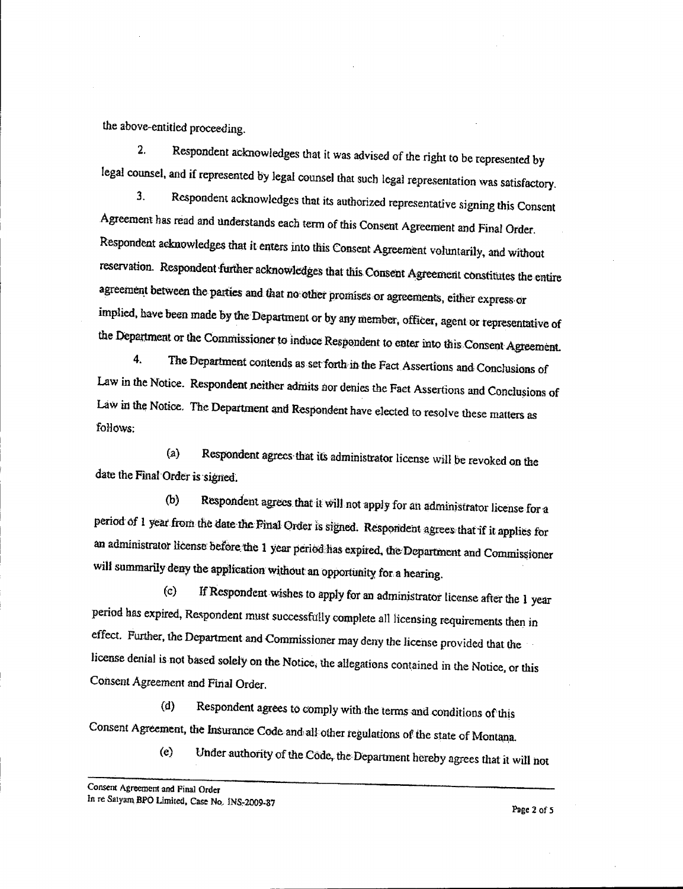the above-entitled proceeding.

2. Respondent acknowledges that it was advised of the right to be represented by legal counsel, and if represented by legal counsel that such legal representation was satisfactory.

3. Respondent acknowledges that its authorized representative signing this Consent Agreement has read and understands each term of this Consent Agreement and Final Order. Respondent acknowledges that it enters into this Consent Agreement voluntarily, and without reservation. Respondent further acknowledges that this Consent Agreement constitutes the entire agreement between the parties and that no other promises or agreements, either express or implied, have been made by the Department or by any member, officer, agent or representative of the Department or the Commissioner to induce Respondent to enter into this Consent Agreement.

4. The Department contends as set forth in the Fact Assertions and Conclusions of Law in the Notice. Respondent neither admits nor denies the Fact Assertions and Conclusions of Law in the Notice. The Department and Respondent have elected to resolve these matters as follows:

(a) Respondent agrees that its administrator license will be revoked on the date the Final Order is signed.

(b) Respondent agrees that it will not apply for an administrator license for a period of 1 year from the date the Final Order is signed. Respondent agrees that if it applies for an administrator license before the 1 year period has expired, the Department and Commissioner will summarily deny the application without an opportunity for a hearing.

(c) If Respondent wishes to apply for an administrator license after the 1 year period has expired, Respondent must successfully complete all licensing requirements then in effect. Further, the Department and Commissioner may deny the license provided that the license denial is not based solely on the Notice, the allegations contained in the Notice, or this Consent Agreement and Final Order.

(d) Respondent agrees to comply with the terms and conditions of this Consent Agreement, the Insurance Code and all other regulations of the state of Montana.

(e) Under authority of the Code, the Department hereby agrees that it will not

Consent Agreement and Final Order
In re Satyam BPO Limited, Case No. INS-2009-87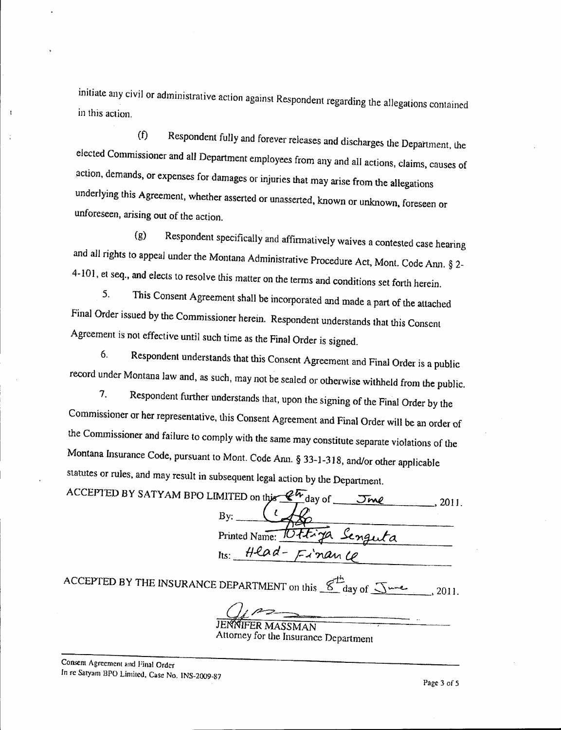initiate any civil or administrative action against Respondent regarding the allegations contained in this action.

(f) Respondent fully and forever releases and discharges the Department, the elected Commissioner and all Department employees from any and all actions, claims, causes of action, demands, or expenses for damages or injuries that may arise from the allegations underlying this Agreement, whether asserted or unasserted, known or unknown, foreseen or unforeseen, arising out of the action.

(g) Respondent specifically and affirmatively waives a contested case hearing and all rights to appeal under the Montana Administrative Procedure Act, Mont. Code Ann. § 2-4-101, et seq., and elects to resolve this matter on the terms and conditions set forth herein.

5. This Consent Agreement shall be incorporated and made a part of the attached Final Order issued by the Commissioner herein. Respondent understands that this Consent Agreement is not effective until such time as the Final Order is signed.

6. Respondent understands that this Consent Agreement and Final Order is a public record under Montana law and, as such, may not be sealed or otherwise withheld from the public.

7. Respondent further understands that, upon the signing of the Final Order by the Commissioner or her representative, this Consent Agreement and Final Order will be an order of the Commissioner and failure to comply with the same may constitute separate violations of the Montana Insurance Code, pursuant to Mont. Code Ann. § 33-1-318, and/or other applicable statutes or rules, and may result in subsequent legal action by the Department.

ACCEPTED BY SATYAM BPO LIMITED on this 6th day of June, 2011.

By: [signature]

Printed Name: Uttiya Sengupta

Its: Head - Finance

ACCEPTED BY THE INSURANCE DEPARTMENT on this 8th day of June, 2011.

[signature]

JENNIFER MASSMAN
Attorney for the Insurance Department

Consent Agreement and Final Order
In re Satyam BPO Limited, Case No. INS-2009-87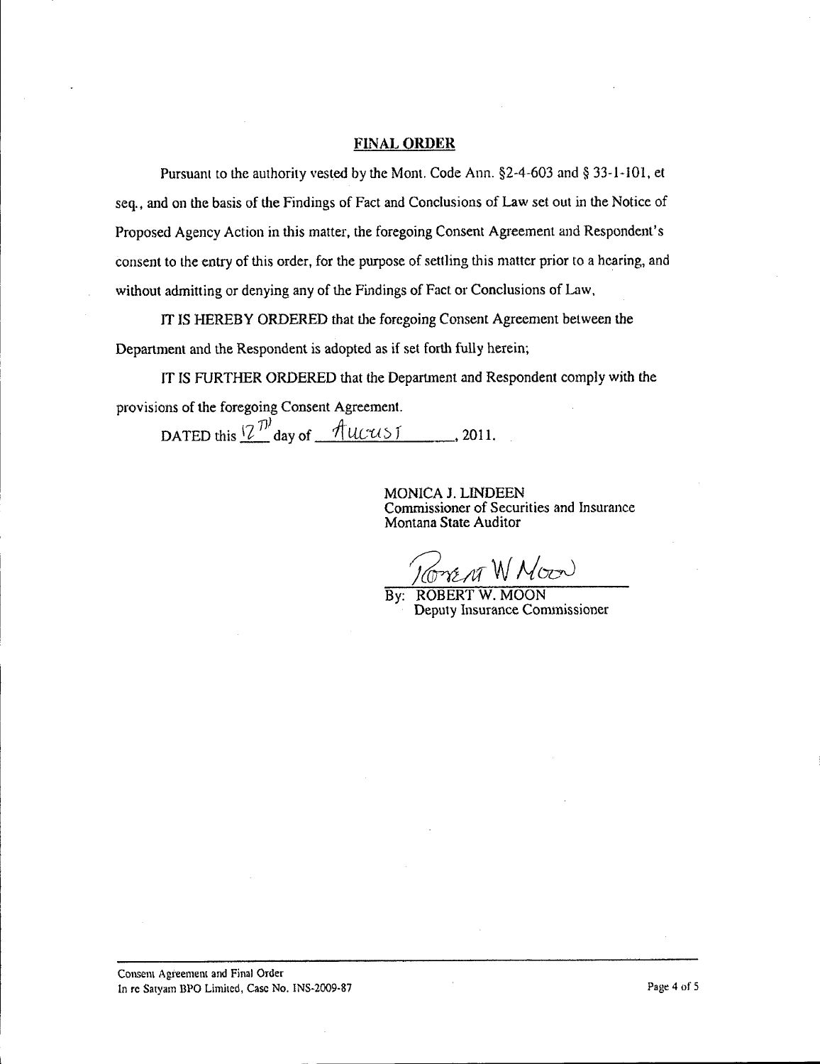## FINAL ORDER

Pursuant to the authority vested by the Mont. Code Ann. §2-4-603 and § 33-1-101, et seq., and on the basis of the Findings of Fact and Conclusions of Law set out in the Notice of Proposed Agency Action in this matter, the foregoing Consent Agreement and Respondent's consent to the entry of this order, for the purpose of settling this matter prior to a hearing, and without admitting or denying any of the Findings of Fact or Conclusions of Law,

IT IS HEREBY ORDERED that the foregoing Consent Agreement between the Department and the Respondent is adopted as if set forth fully herein;

IT IS FURTHER ORDERED that the Department and Respondent comply with the provisions of the foregoing Consent Agreement.

DATED this 12th day of August, 2011.

MONICA J. LINDEEN
Commissioner of Securities and Insurance
Montana State Auditor

Robert W Moon

By: ROBERT W. MOON
Deputy Insurance Commissioner

Consent Agreement and Final Order
In re Satyam BPO Limited, Case No. INS-2009-87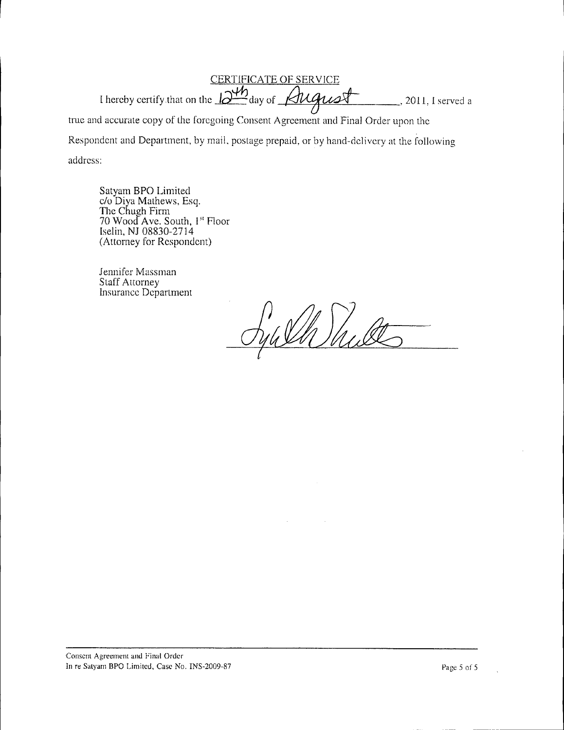## CERTIFICATE OF SERVICE

I hereby certify that on the 12th day of August, 2011, I served a true and accurate copy of the foregoing Consent Agreement and Final Order upon the Respondent and Department, by mail, postage prepaid, or by hand-delivery at the following address:

Satyam BPO Limited
c/o Diya Mathews, Esq.
The Chugh Firm
70 Wood Ave. South, 1st Floor
Iselin, NJ 08830-2714
(Attorney for Respondent)

Jennifer Massman
Staff Attorney
Insurance Department

Consent Agreement and Final Order
In re Satyam BPO Limited, Case No. INS-2009-87